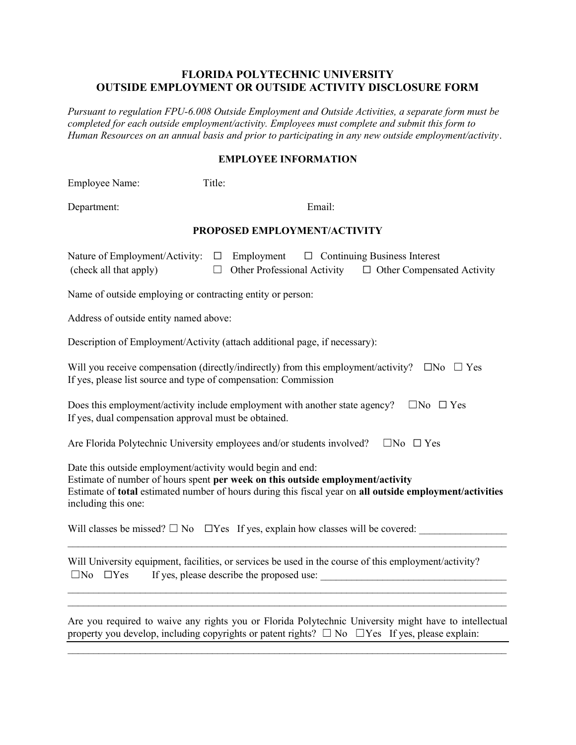# FLORIDA POLYTECHNIC UNIVERSITY
# OUTSIDE EMPLOYMENT OR OUTSIDE ACTIVITY DISCLOSURE FORM

*Pursuant to regulation FPU-6.008 Outside Employment and Outside Activities, a separate form must be completed for each outside employment/activity. Employees must complete and submit this form to Human Resources on an annual basis and prior to participating in any new outside employment/activity.*

## EMPLOYEE INFORMATION

Employee Name: Title:

Department: Email:

## PROPOSED EMPLOYMENT/ACTIVITY

Nature of Employment/Activity: ☐ Employment ☐ Continuing Business Interest
(check all that apply) ☐ Other Professional Activity ☐ Other Compensated Activity

Name of outside employing or contracting entity or person:

Address of outside entity named above:

Description of Employment/Activity (attach additional page, if necessary):

Will you receive compensation (directly/indirectly) from this employment/activity? ☐No ☐ Yes
If yes, please list source and type of compensation: Commission

Does this employment/activity include employment with another state agency? ☐No ☐ Yes
If yes, dual compensation approval must be obtained.

Are Florida Polytechnic University employees and/or students involved? ☐No ☐ Yes

Date this outside employment/activity would begin and end:
Estimate of number of hours spent **per week on this outside employment/activity**
Estimate of **total** estimated number of hours during this fiscal year on **all outside employment/activities** including this one:

Will classes be missed? ☐ No ☐Yes If yes, explain how classes will be covered: ________________
______________________________________________________________________________________

Will University equipment, facilities, or services be used in the course of this employment/activity?
☐No ☐Yes If yes, please describe the proposed use: ___________________________________
______________________________________________________________________________________
______________________________________________________________________________________

Are you required to waive any rights you or Florida Polytechnic University might have to intellectual property you develop, including copyrights or patent rights? ☐ No ☐Yes If yes, please explain:
______________________________________________________________________________________
______________________________________________________________________________________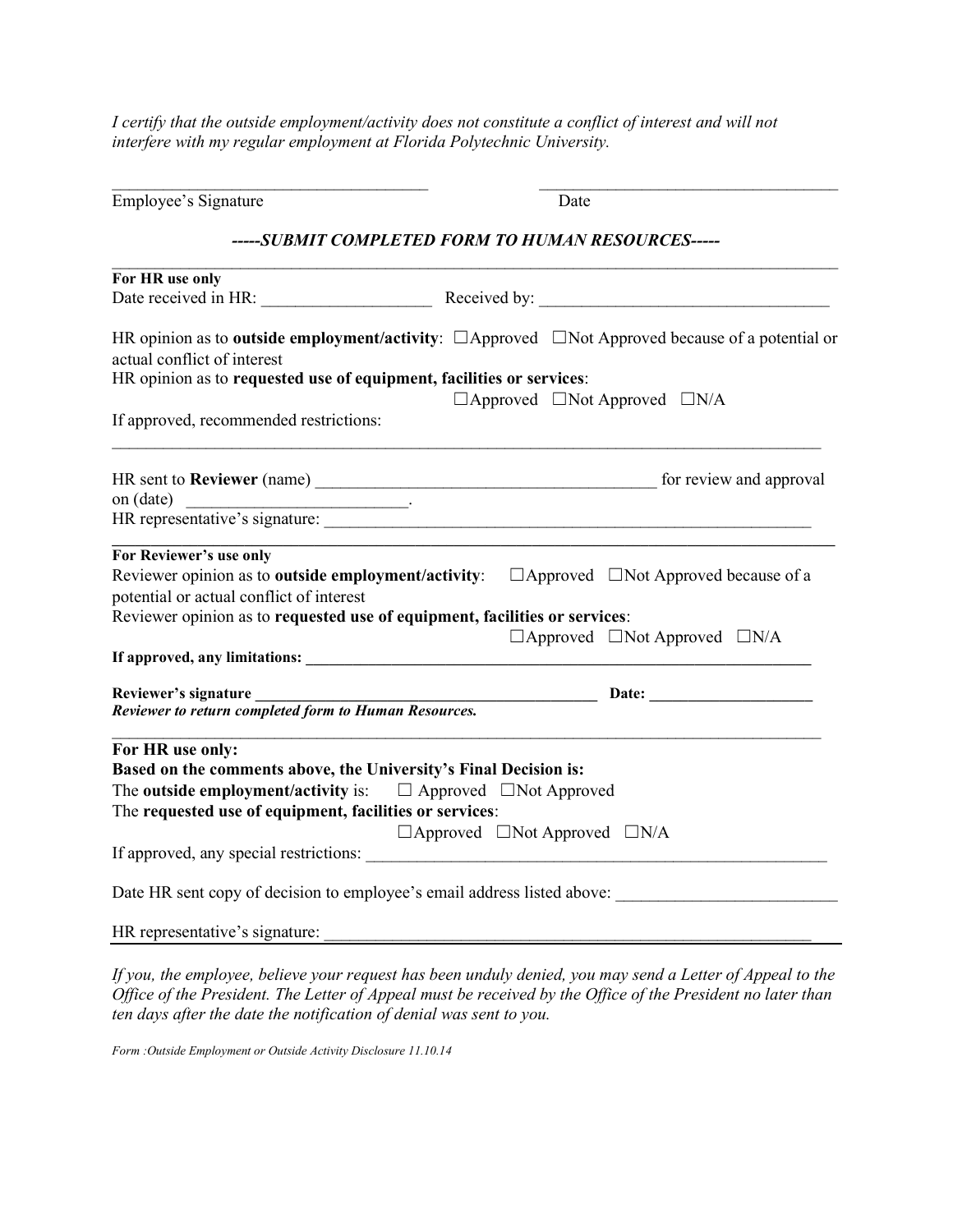*I certify that the outside employment/activity does not constitute a conflict of interest and will not interfere with my regular employment at Florida Polytechnic University.*

_______________________________________ _____________________________________

Employee's Signature Date

***-----SUBMIT COMPLETED FORM TO HUMAN RESOURCES-----***

---

**For HR use only**

Date received in HR: ____________________ Received by: __________________________________

HR opinion as to **outside employment/activity**: ☐Approved ☐Not Approved because of a potential or actual conflict of interest

HR opinion as to **requested use of equipment, facilities or services**:
☐Approved ☐Not Approved ☐N/A

If approved, recommended restrictions:

_________________________________________________________________________________

HR sent to **Reviewer** (name) ________________________________________ for review and approval on (date) _________________________.

HR representative's signature: ___________________________________________________________

---

**For Reviewer's use only**

Reviewer opinion as to **outside employment/activity**: ☐Approved ☐Not Approved because of a potential or actual conflict of interest

Reviewer opinion as to **requested use of equipment, facilities or services**:
☐Approved ☐Not Approved ☐N/A

**If approved, any limitations: _____________________________________________________________**

**Reviewer's signature ___________________________________________ Date: ____________________**

***Reviewer to return completed form to Human Resources.***

---

**For HR use only:**

**Based on the comments above, the University's Final Decision is:**

The **outside employment/activity** is: ☐ Approved ☐Not Approved

The **requested use of equipment, facilities or services**:
☐Approved ☐Not Approved ☐N/A

If approved, any special restrictions: _______________________________________________________

Date HR sent copy of decision to employee's email address listed above: _________________________

HR representative's signature: ___________________________________________________________

---

*If you, the employee, believe your request has been unduly denied, you may send a Letter of Appeal to the Office of the President. The Letter of Appeal must be received by the Office of the President no later than ten days after the date the notification of denial was sent to you.*

*Form :Outside Employment or Outside Activity Disclosure 11.10.14*